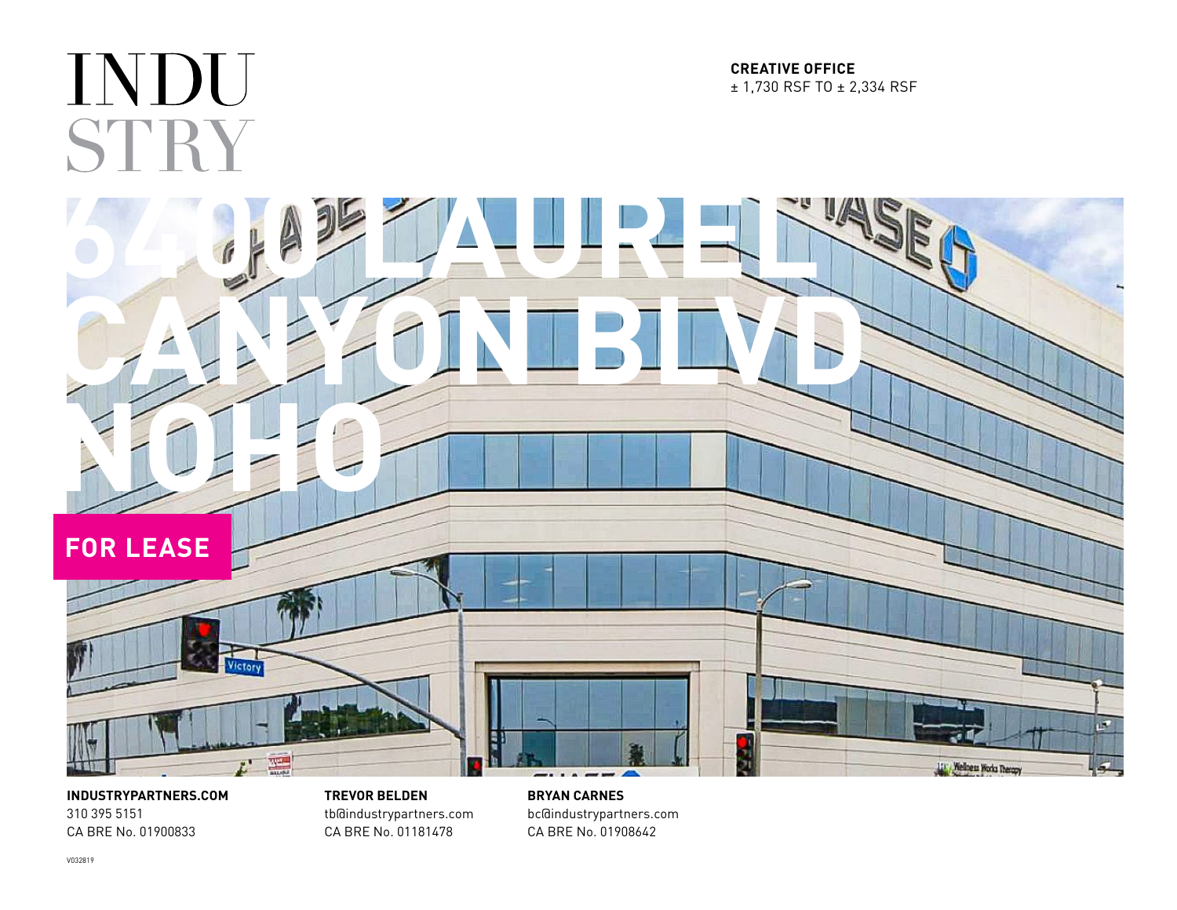INDU
STRY

**CREATIVE OFFICE**
± 1,730 RSF TO ± 2,334 RSF

# 6400 LAUREL CANYON BLVD NOHO

## FOR LEASE

**INDUSTRYPARTNERS.COM**
310 395 5151
CA BRE No. 01900833

**TREVOR BELDEN**
tb@industrypartners.com
CA BRE No. 01181478

**BRYAN CARNES**
bc@industrypartners.com
CA BRE No. 01908642

V032819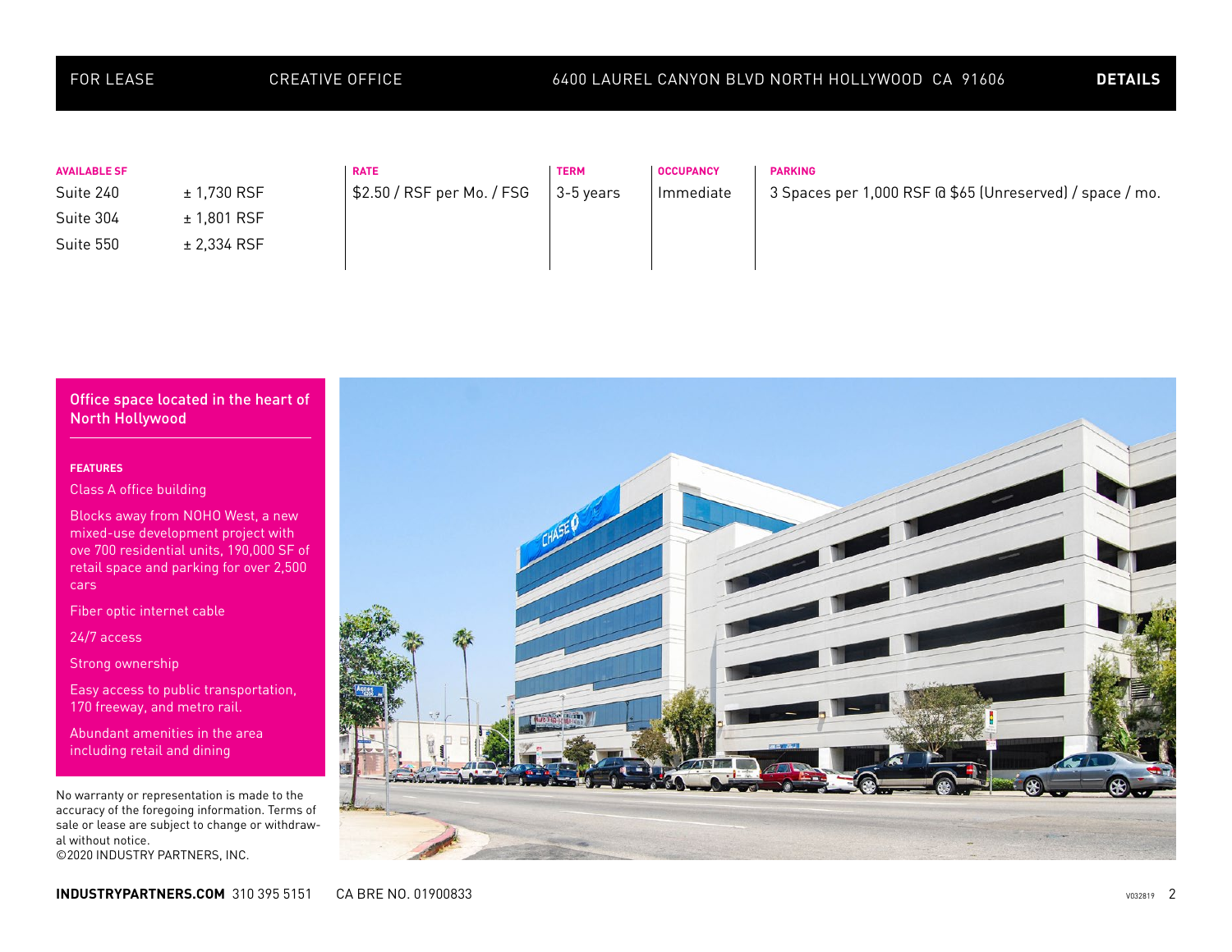FOR LEASE | CREATIVE OFFICE | 6400 LAUREL CANYON BLVD NORTH HOLLYWOOD CA 91606 | **DETAILS**

| AVAILABLE SF | | RATE | TERM | OCCUPANCY | PARKING |
|---|---|---|---|---|---|
| Suite 240 | ± 1,730 RSF | $2.50 / RSF per Mo. / FSG | 3-5 years | Immediate | 3 Spaces per 1,000 RSF @ $65 (Unreserved) / space / mo. |
| Suite 304 | ± 1,801 RSF | | | | |
| Suite 550 | ± 2,334 RSF | | | | |

## Office space located in the heart of North Hollywood

**FEATURES**

- Class A office building
- Blocks away from NOHO West, a new mixed-use development project with ove 700 residential units, 190,000 SF of retail space and parking for over 2,500 cars
- Fiber optic internet cable
- 24/7 access
- Strong ownership
- Easy access to public transportation, 170 freeway, and metro rail.
- Abundant amenities in the area including retail and dining

No warranty or representation is made to the accuracy of the foregoing information. Terms of sale or lease are subject to change or withdrawal without notice.
©2020 INDUSTRY PARTNERS, INC.

**INDUSTRYPARTNERS.COM** 310 395 5151 CA BRE NO. 01900833

V032819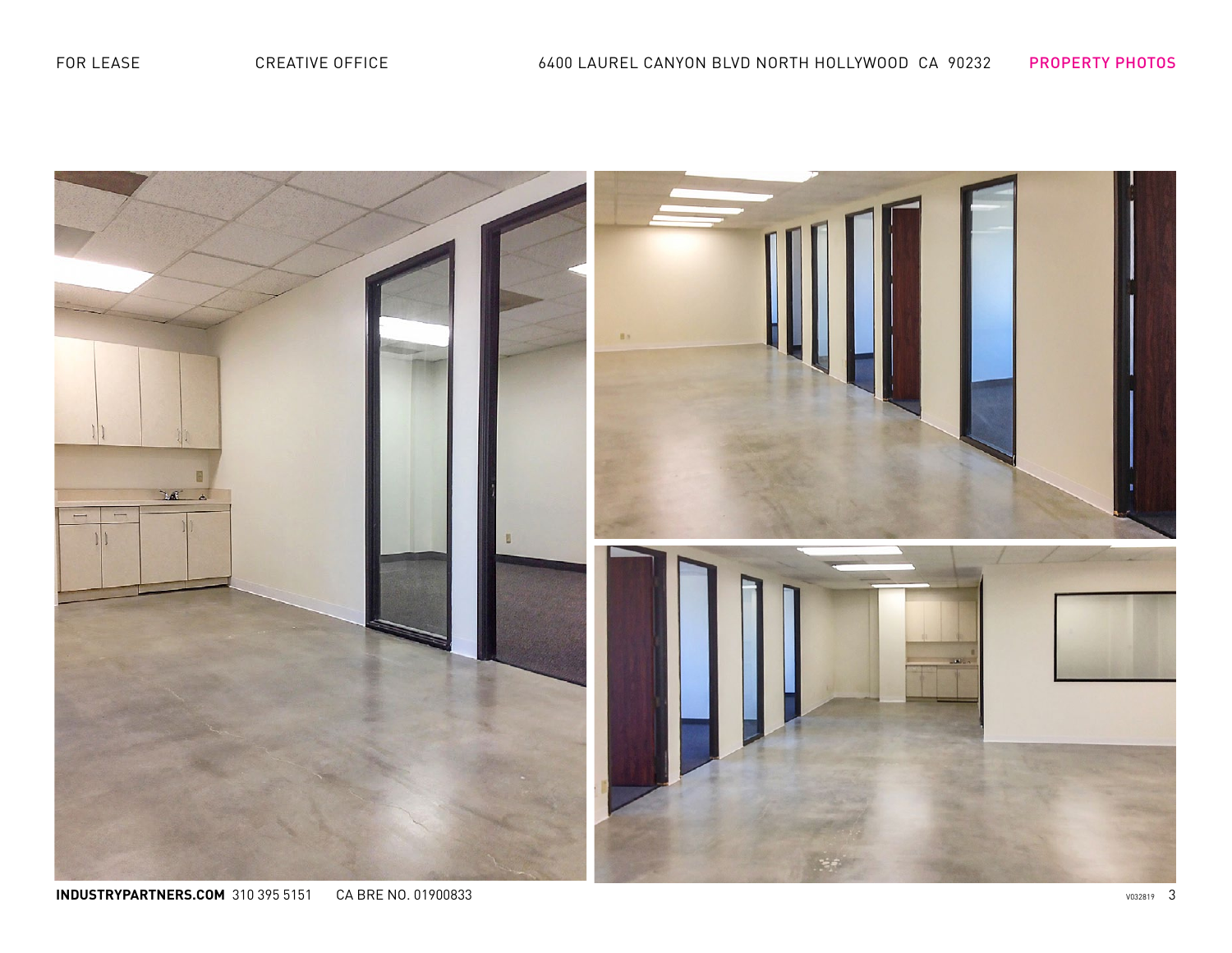FOR LEASE CREATIVE OFFICE 6400 LAUREL CANYON BLVD NORTH HOLLYWOOD CA 90232 PROPERTY PHOTOS

**INDUSTRYPARTNERS.COM** 310 395 5151 CA BRE NO. 01900833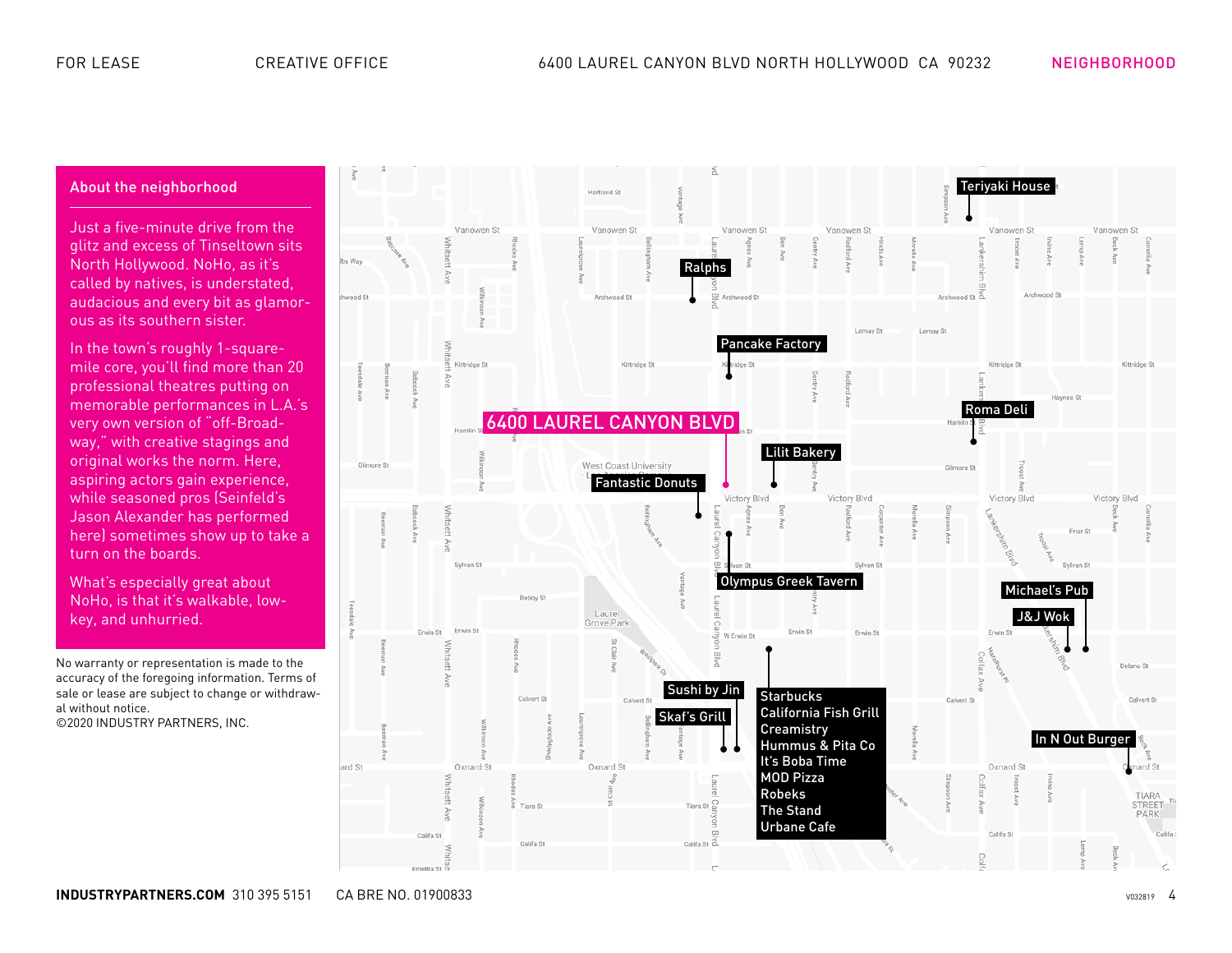FOR LEASE CREATIVE OFFICE 6400 LAUREL CANYON BLVD NORTH HOLLYWOOD CA 90232 **NEIGHBORHOOD**

## About the neighborhood

Just a five-minute drive from the glitz and excess of Tinseltown sits North Hollywood. NoHo, as it's called by natives, is understated, audacious and every bit as glamorous as its southern sister.

In the town's roughly 1-square-mile core, you'll find more than 20 professional theatres putting on memorable performances in L.A.'s very own version of "off-Broadway," with creative stagings and original works the norm. Here, aspiring actors gain experience, while seasoned pros (Seinfeld's Jason Alexander has performed here) sometimes show up to take a turn on the boards.

What's especially great about NoHo, is that it's walkable, low-key, and unhurried.

No warranty or representation is made to the accuracy of the foregoing information. Terms of sale or lease are subject to change or withdrawal without notice.
©2020 INDUSTRY PARTNERS, INC.

6400 LAUREL CANYON BLVD

Teriyaki House

Ralphs

Pancake Factory

Roma Deli

Lilit Bakery

Fantastic Donuts

Olympus Greek Tavern

Michael's Pub

J&J Wok

Sushi by Jin

Skaf's Grill

Starbucks
California Fish Grill
Creamistry
Hummus & Pita Co
It's Boba Time
MOD Pizza
Robeks
The Stand
Urbane Cafe

In N Out Burger

**INDUSTRYPARTNERS.COM** 310 395 5151 CA BRE NO. 01900833

V032819